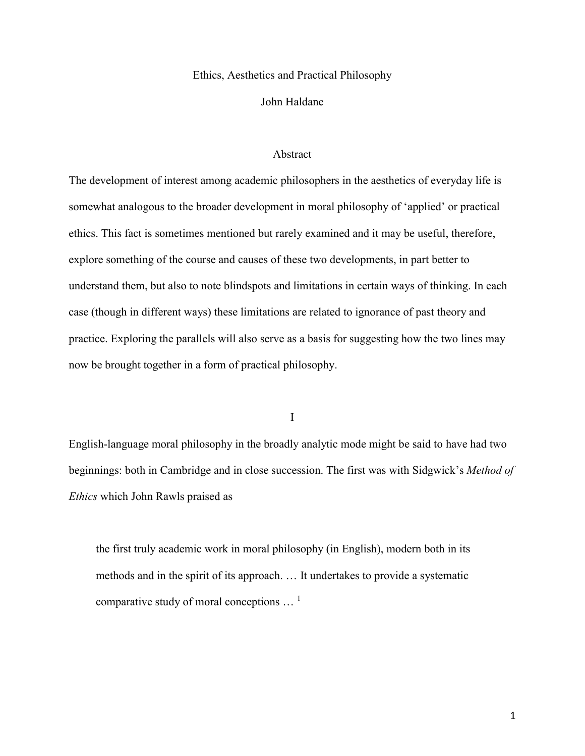# Ethics, Aesthetics and Practical Philosophy

John Haldane

## Abstract

The development of interest among academic philosophers in the aesthetics of everyday life is somewhat analogous to the broader development in moral philosophy of 'applied' or practical ethics. This fact is sometimes mentioned but rarely examined and it may be useful, therefore, explore something of the course and causes of these two developments, in part better to understand them, but also to note blindspots and limitations in certain ways of thinking. In each case (though in different ways) these limitations are related to ignorance of past theory and practice. Exploring the parallels will also serve as a basis for suggesting how the two lines may now be brought together in a form of practical philosophy.

## I

English-language moral philosophy in the broadly analytic mode might be said to have had two beginnings: both in Cambridge and in close succession. The first was with Sidgwick's *Method of Ethics* which John Rawls praised as

> the first truly academic work in moral philosophy (in English), modern both in its methods and in the spirit of its approach. … It undertakes to provide a systematic comparative study of moral conceptions … [1]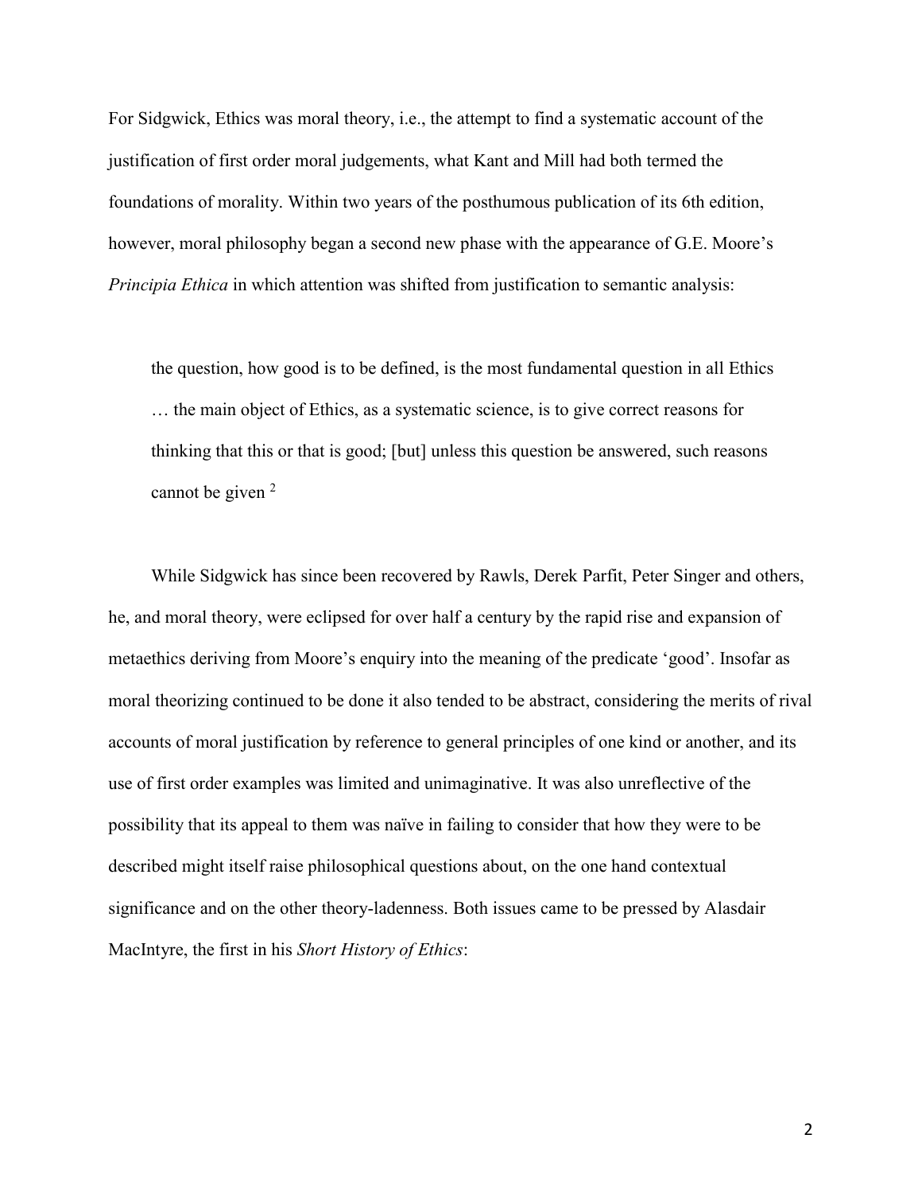For Sidgwick, Ethics was moral theory, i.e., the attempt to find a systematic account of the justification of first order moral judgements, what Kant and Mill had both termed the foundations of morality. Within two years of the posthumous publication of its 6th edition, however, moral philosophy began a second new phase with the appearance of G.E. Moore's *Principia Ethica* in which attention was shifted from justification to semantic analysis:

> the question, how good is to be defined, is the most fundamental question in all Ethics … the main object of Ethics, as a systematic science, is to give correct reasons for thinking that this or that is good; [but] unless this question be answered, such reasons cannot be given [2]

While Sidgwick has since been recovered by Rawls, Derek Parfit, Peter Singer and others, he, and moral theory, were eclipsed for over half a century by the rapid rise and expansion of metaethics deriving from Moore's enquiry into the meaning of the predicate 'good'. Insofar as moral theorizing continued to be done it also tended to be abstract, considering the merits of rival accounts of moral justification by reference to general principles of one kind or another, and its use of first order examples was limited and unimaginative. It was also unreflective of the possibility that its appeal to them was naïve in failing to consider that how they were to be described might itself raise philosophical questions about, on the one hand contextual significance and on the other theory-ladenness. Both issues came to be pressed by Alasdair MacIntyre, the first in his *Short History of Ethics*: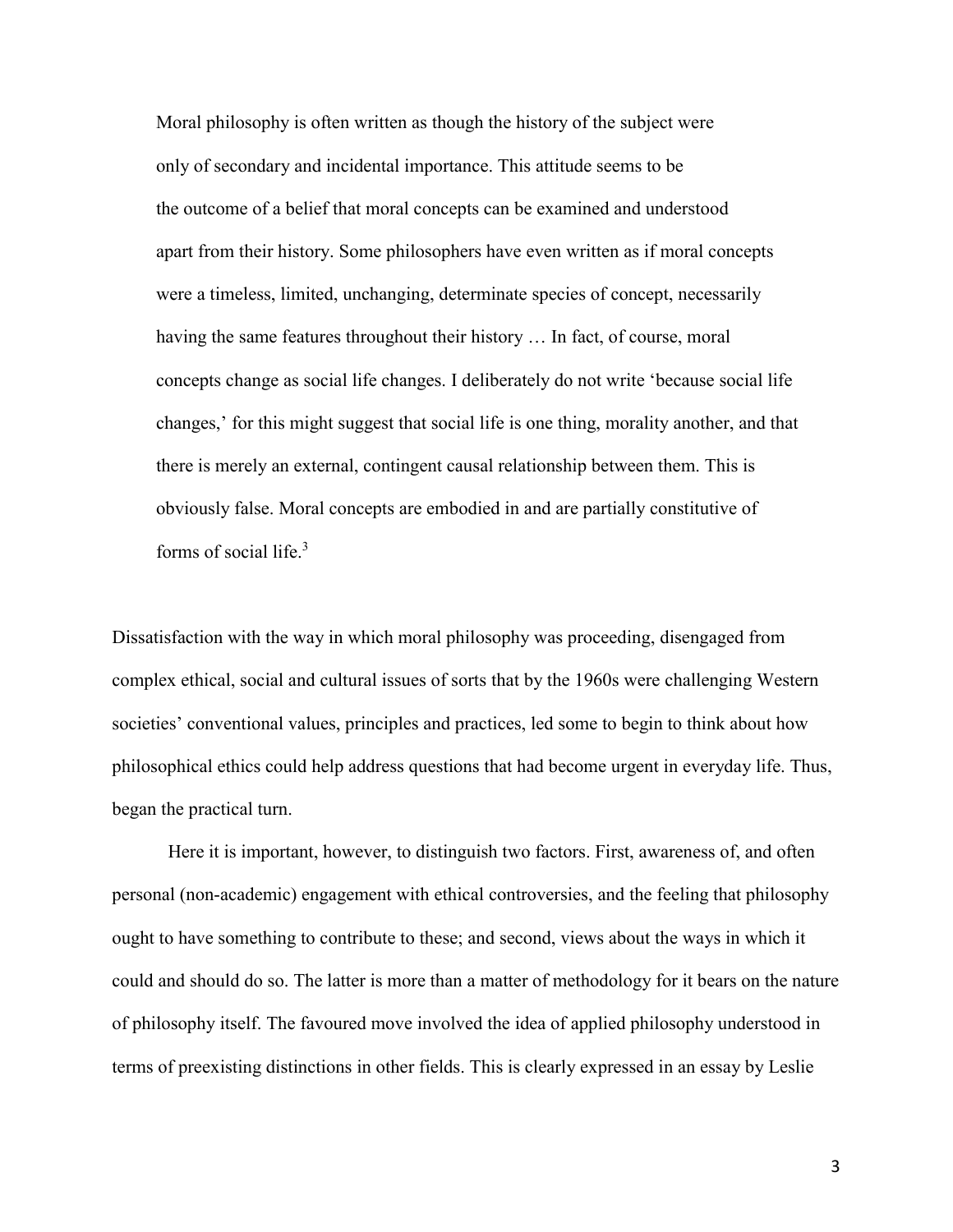> Moral philosophy is often written as though the history of the subject were only of secondary and incidental importance. This attitude seems to be the outcome of a belief that moral concepts can be examined and understood apart from their history. Some philosophers have even written as if moral concepts were a timeless, limited, unchanging, determinate species of concept, necessarily having the same features throughout their history … In fact, of course, moral concepts change as social life changes. I deliberately do not write 'because social life changes,' for this might suggest that social life is one thing, morality another, and that there is merely an external, contingent causal relationship between them. This is obviously false. Moral concepts are embodied in and are partially constitutive of forms of social life.[3]

Dissatisfaction with the way in which moral philosophy was proceeding, disengaged from complex ethical, social and cultural issues of sorts that by the 1960s were challenging Western societies' conventional values, principles and practices, led some to begin to think about how philosophical ethics could help address questions that had become urgent in everyday life. Thus, began the practical turn.

Here it is important, however, to distinguish two factors. First, awareness of, and often personal (non-academic) engagement with ethical controversies, and the feeling that philosophy ought to have something to contribute to these; and second, views about the ways in which it could and should do so. The latter is more than a matter of methodology for it bears on the nature of philosophy itself. The favoured move involved the idea of applied philosophy understood in terms of preexisting distinctions in other fields. This is clearly expressed in an essay by Leslie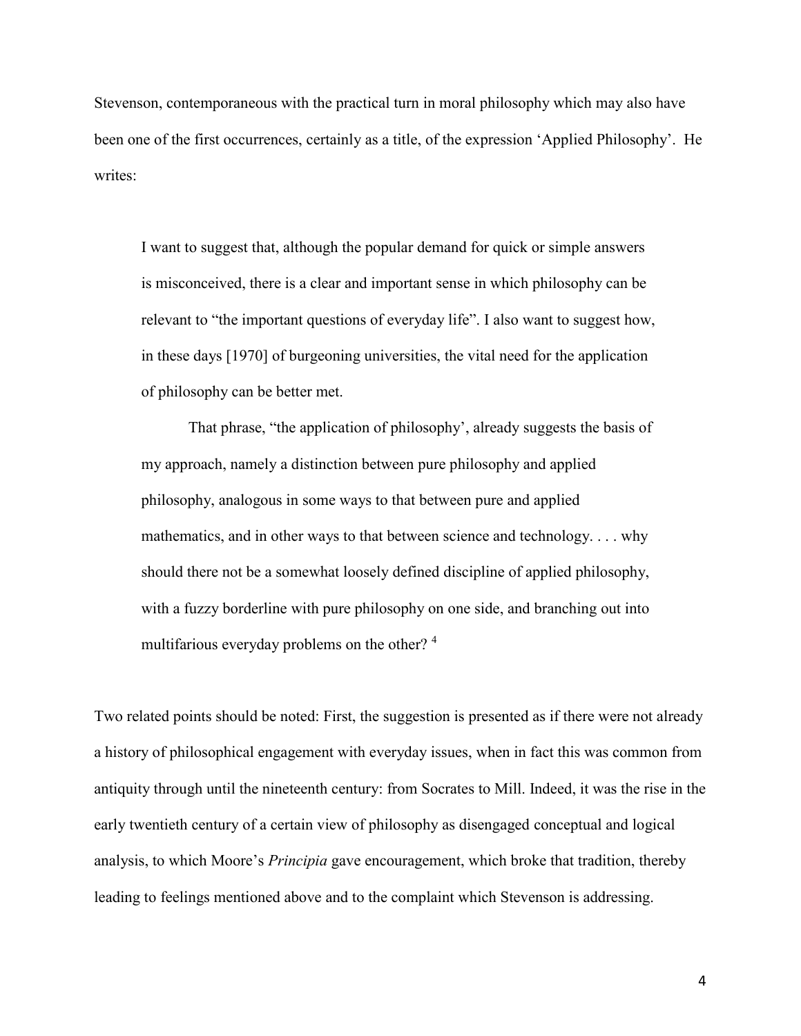Stevenson, contemporaneous with the practical turn in moral philosophy which may also have been one of the first occurrences, certainly as a title, of the expression 'Applied Philosophy'. He writes:

> I want to suggest that, although the popular demand for quick or simple answers is misconceived, there is a clear and important sense in which philosophy can be relevant to "the important questions of everyday life". I also want to suggest how, in these days [1970] of burgeoning universities, the vital need for the application of philosophy can be better met.
>
> That phrase, "the application of philosophy', already suggests the basis of my approach, namely a distinction between pure philosophy and applied philosophy, analogous in some ways to that between pure and applied mathematics, and in other ways to that between science and technology. . . . why should there not be a somewhat loosely defined discipline of applied philosophy, with a fuzzy borderline with pure philosophy on one side, and branching out into multifarious everyday problems on the other? [4]

Two related points should be noted: First, the suggestion is presented as if there were not already a history of philosophical engagement with everyday issues, when in fact this was common from antiquity through until the nineteenth century: from Socrates to Mill. Indeed, it was the rise in the early twentieth century of a certain view of philosophy as disengaged conceptual and logical analysis, to which Moore's *Principia* gave encouragement, which broke that tradition, thereby leading to feelings mentioned above and to the complaint which Stevenson is addressing.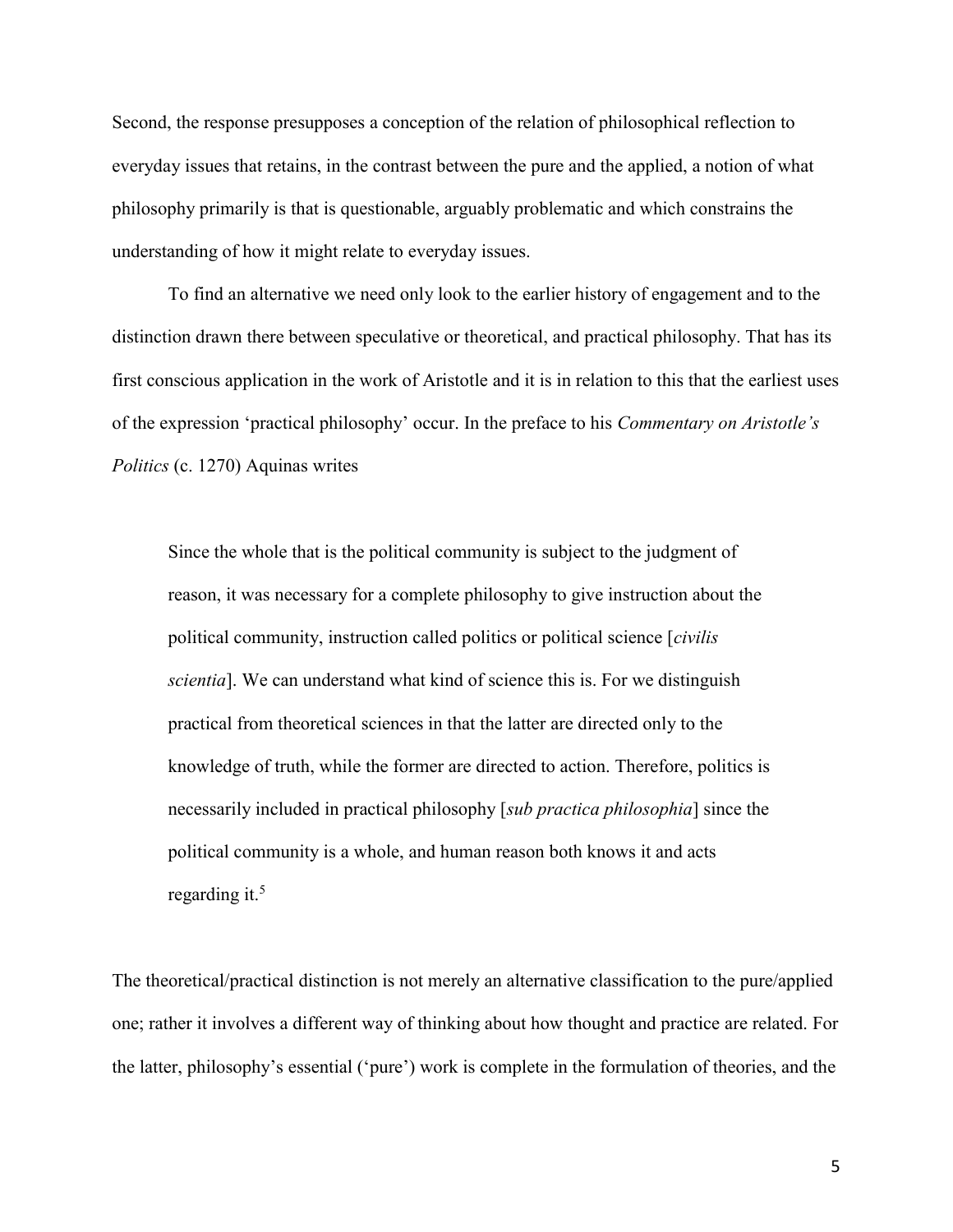Second, the response presupposes a conception of the relation of philosophical reflection to everyday issues that retains, in the contrast between the pure and the applied, a notion of what philosophy primarily is that is questionable, arguably problematic and which constrains the understanding of how it might relate to everyday issues.

To find an alternative we need only look to the earlier history of engagement and to the distinction drawn there between speculative or theoretical, and practical philosophy. That has its first conscious application in the work of Aristotle and it is in relation to this that the earliest uses of the expression 'practical philosophy' occur. In the preface to his *Commentary on Aristotle's Politics* (c. 1270) Aquinas writes

> Since the whole that is the political community is subject to the judgment of reason, it was necessary for a complete philosophy to give instruction about the political community, instruction called politics or political science [*civilis scientia*]. We can understand what kind of science this is. For we distinguish practical from theoretical sciences in that the latter are directed only to the knowledge of truth, while the former are directed to action. Therefore, politics is necessarily included in practical philosophy [*sub practica philosophia*] since the political community is a whole, and human reason both knows it and acts regarding it.[5]

The theoretical/practical distinction is not merely an alternative classification to the pure/applied one; rather it involves a different way of thinking about how thought and practice are related. For the latter, philosophy's essential ('pure') work is complete in the formulation of theories, and the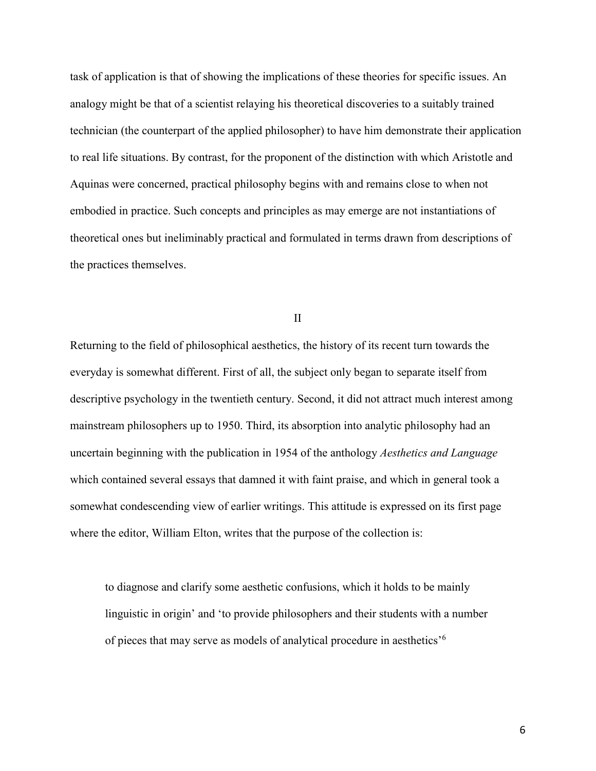task of application is that of showing the implications of these theories for specific issues. An analogy might be that of a scientist relaying his theoretical discoveries to a suitably trained technician (the counterpart of the applied philosopher) to have him demonstrate their application to real life situations. By contrast, for the proponent of the distinction with which Aristotle and Aquinas were concerned, practical philosophy begins with and remains close to when not embodied in practice. Such concepts and principles as may emerge are not instantiations of theoretical ones but ineliminably practical and formulated in terms drawn from descriptions of the practices themselves.

## II

Returning to the field of philosophical aesthetics, the history of its recent turn towards the everyday is somewhat different. First of all, the subject only began to separate itself from descriptive psychology in the twentieth century. Second, it did not attract much interest among mainstream philosophers up to 1950. Third, its absorption into analytic philosophy had an uncertain beginning with the publication in 1954 of the anthology *Aesthetics and Language* which contained several essays that damned it with faint praise, and which in general took a somewhat condescending view of earlier writings. This attitude is expressed on its first page where the editor, William Elton, writes that the purpose of the collection is:

> to diagnose and clarify some aesthetic confusions, which it holds to be mainly linguistic in origin' and 'to provide philosophers and their students with a number of pieces that may serve as models of analytical procedure in aesthetics'[6]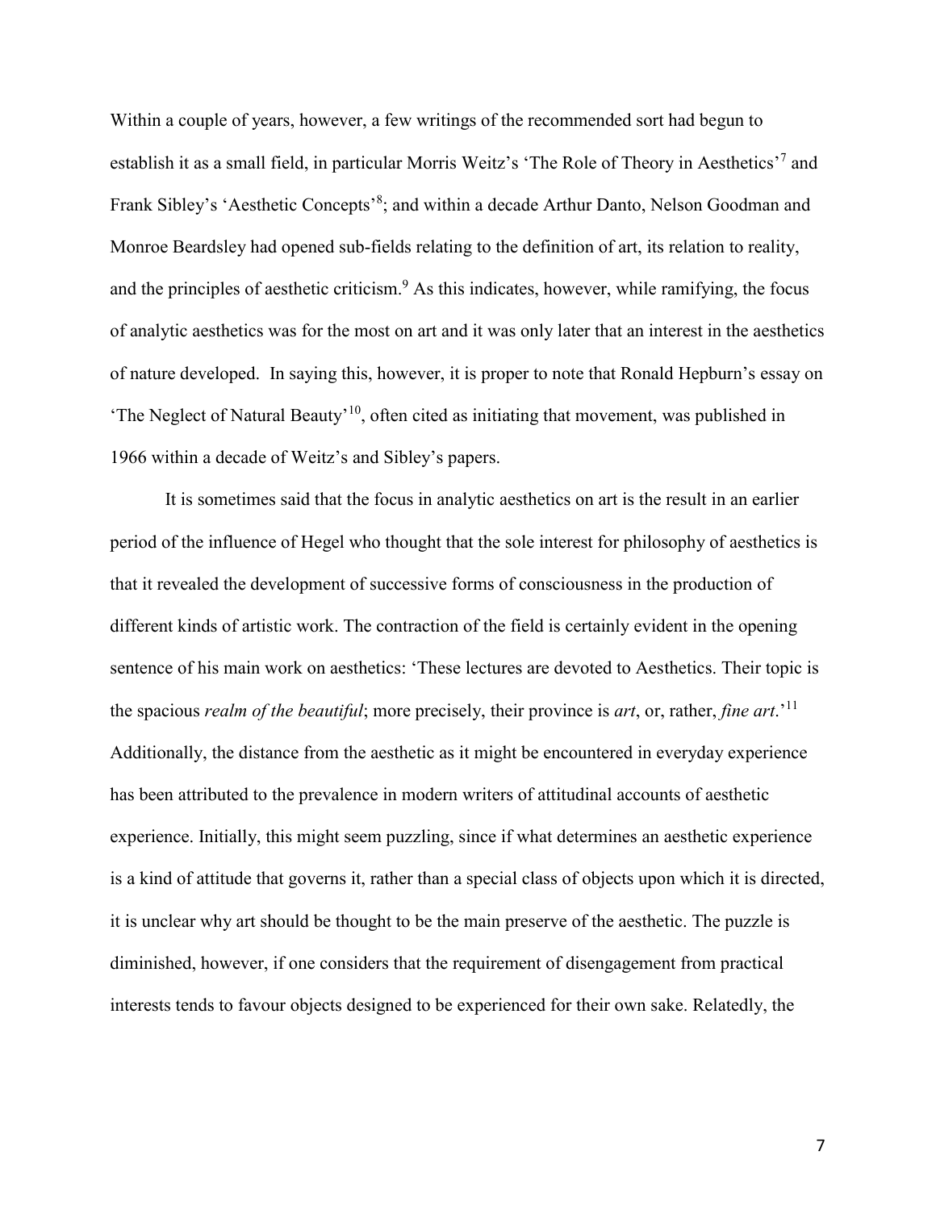Within a couple of years, however, a few writings of the recommended sort had begun to establish it as a small field, in particular Morris Weitz's 'The Role of Theory in Aesthetics'[7] and Frank Sibley's 'Aesthetic Concepts'[8]; and within a decade Arthur Danto, Nelson Goodman and Monroe Beardsley had opened sub-fields relating to the definition of art, its relation to reality, and the principles of aesthetic criticism.[9] As this indicates, however, while ramifying, the focus of analytic aesthetics was for the most on art and it was only later that an interest in the aesthetics of nature developed. In saying this, however, it is proper to note that Ronald Hepburn's essay on 'The Neglect of Natural Beauty'[10], often cited as initiating that movement, was published in 1966 within a decade of Weitz's and Sibley's papers.

It is sometimes said that the focus in analytic aesthetics on art is the result in an earlier period of the influence of Hegel who thought that the sole interest for philosophy of aesthetics is that it revealed the development of successive forms of consciousness in the production of different kinds of artistic work. The contraction of the field is certainly evident in the opening sentence of his main work on aesthetics: 'These lectures are devoted to Aesthetics. Their topic is the spacious *realm of the beautiful*; more precisely, their province is *art*, or, rather, *fine art*.'[11] Additionally, the distance from the aesthetic as it might be encountered in everyday experience has been attributed to the prevalence in modern writers of attitudinal accounts of aesthetic experience. Initially, this might seem puzzling, since if what determines an aesthetic experience is a kind of attitude that governs it, rather than a special class of objects upon which it is directed, it is unclear why art should be thought to be the main preserve of the aesthetic. The puzzle is diminished, however, if one considers that the requirement of disengagement from practical interests tends to favour objects designed to be experienced for their own sake. Relatedly, the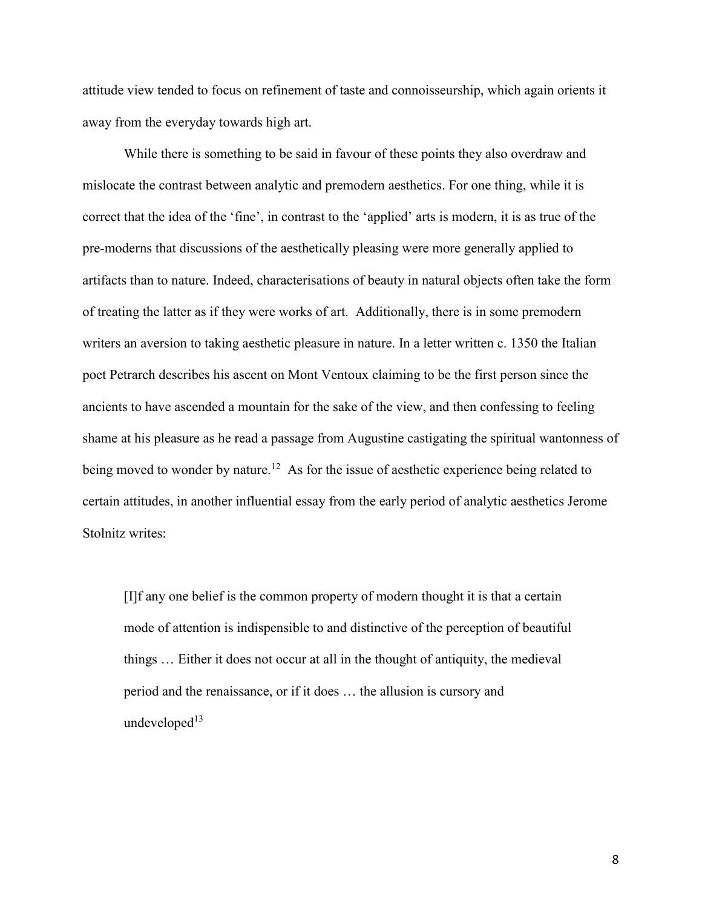attitude view tended to focus on refinement of taste and connoisseurship, which again orients it away from the everyday towards high art.

While there is something to be said in favour of these points they also overdraw and mislocate the contrast between analytic and premodern aesthetics. For one thing, while it is correct that the idea of the 'fine', in contrast to the 'applied' arts is modern, it is as true of the pre-moderns that discussions of the aesthetically pleasing were more generally applied to artifacts than to nature. Indeed, characterisations of beauty in natural objects often take the form of treating the latter as if they were works of art. Additionally, there is in some premodern writers an aversion to taking aesthetic pleasure in nature. In a letter written c. 1350 the Italian poet Petrarch describes his ascent on Mont Ventoux claiming to be the first person since the ancients to have ascended a mountain for the sake of the view, and then confessing to feeling shame at his pleasure as he read a passage from Augustine castigating the spiritual wantonness of being moved to wonder by nature.[12] As for the issue of aesthetic experience being related to certain attitudes, in another influential essay from the early period of analytic aesthetics Jerome Stolnitz writes:

> [I]f any one belief is the common property of modern thought it is that a certain mode of attention is indispensible to and distinctive of the perception of beautiful things … Either it does not occur at all in the thought of antiquity, the medieval period and the renaissance, or if it does … the allusion is cursory and undeveloped[13]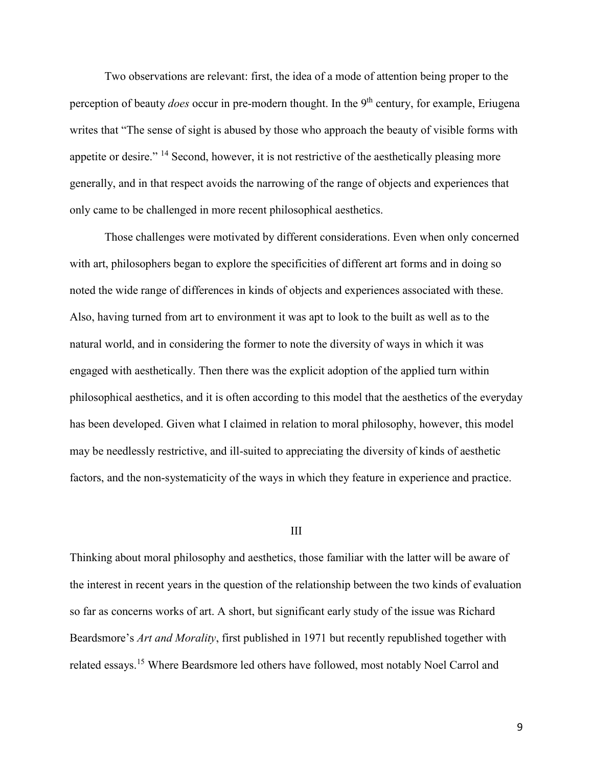Two observations are relevant: first, the idea of a mode of attention being proper to the perception of beauty *does* occur in pre-modern thought. In the 9th century, for example, Eriugena writes that "The sense of sight is abused by those who approach the beauty of visible forms with appetite or desire." [14] Second, however, it is not restrictive of the aesthetically pleasing more generally, and in that respect avoids the narrowing of the range of objects and experiences that only came to be challenged in more recent philosophical aesthetics.

Those challenges were motivated by different considerations. Even when only concerned with art, philosophers began to explore the specificities of different art forms and in doing so noted the wide range of differences in kinds of objects and experiences associated with these. Also, having turned from art to environment it was apt to look to the built as well as to the natural world, and in considering the former to note the diversity of ways in which it was engaged with aesthetically. Then there was the explicit adoption of the applied turn within philosophical aesthetics, and it is often according to this model that the aesthetics of the everyday has been developed. Given what I claimed in relation to moral philosophy, however, this model may be needlessly restrictive, and ill-suited to appreciating the diversity of kinds of aesthetic factors, and the non-systematicity of the ways in which they feature in experience and practice.

## III

Thinking about moral philosophy and aesthetics, those familiar with the latter will be aware of the interest in recent years in the question of the relationship between the two kinds of evaluation so far as concerns works of art. A short, but significant early study of the issue was Richard Beardsmore's *Art and Morality*, first published in 1971 but recently republished together with related essays.[15] Where Beardsmore led others have followed, most notably Noel Carrol and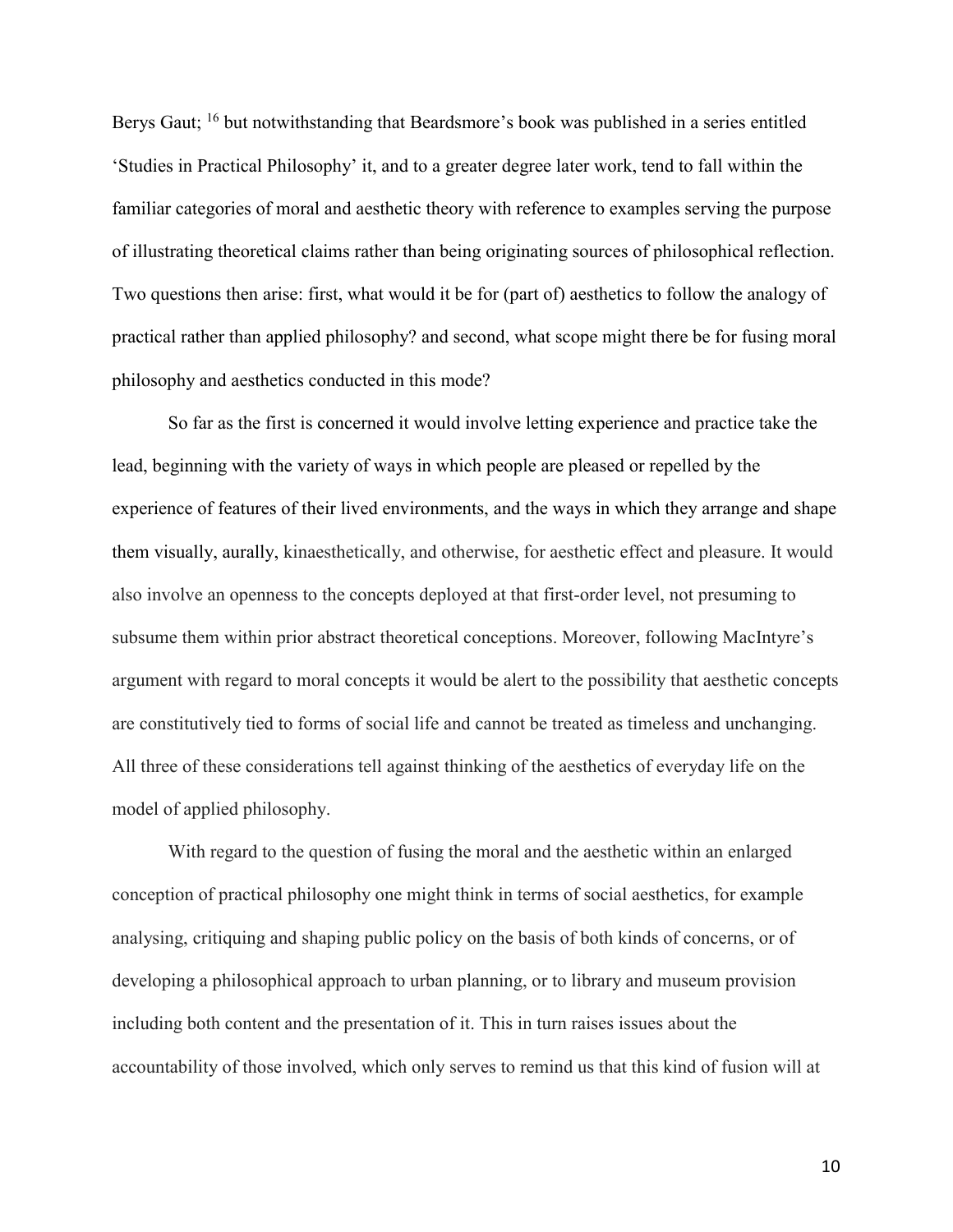Berys Gaut; [16] but notwithstanding that Beardsmore's book was published in a series entitled 'Studies in Practical Philosophy' it, and to a greater degree later work, tend to fall within the familiar categories of moral and aesthetic theory with reference to examples serving the purpose of illustrating theoretical claims rather than being originating sources of philosophical reflection. Two questions then arise: first, what would it be for (part of) aesthetics to follow the analogy of practical rather than applied philosophy? and second, what scope might there be for fusing moral philosophy and aesthetics conducted in this mode?

So far as the first is concerned it would involve letting experience and practice take the lead, beginning with the variety of ways in which people are pleased or repelled by the experience of features of their lived environments, and the ways in which they arrange and shape them visually, aurally, kinaesthetically, and otherwise, for aesthetic effect and pleasure. It would also involve an openness to the concepts deployed at that first-order level, not presuming to subsume them within prior abstract theoretical conceptions. Moreover, following MacIntyre's argument with regard to moral concepts it would be alert to the possibility that aesthetic concepts are constitutively tied to forms of social life and cannot be treated as timeless and unchanging. All three of these considerations tell against thinking of the aesthetics of everyday life on the model of applied philosophy.

With regard to the question of fusing the moral and the aesthetic within an enlarged conception of practical philosophy one might think in terms of social aesthetics, for example analysing, critiquing and shaping public policy on the basis of both kinds of concerns, or of developing a philosophical approach to urban planning, or to library and museum provision including both content and the presentation of it. This in turn raises issues about the accountability of those involved, which only serves to remind us that this kind of fusion will at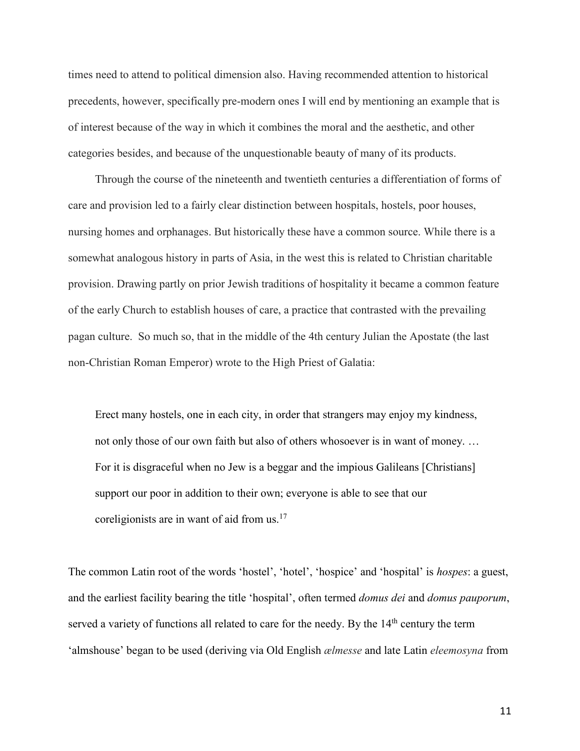times need to attend to political dimension also. Having recommended attention to historical precedents, however, specifically pre-modern ones I will end by mentioning an example that is of interest because of the way in which it combines the moral and the aesthetic, and other categories besides, and because of the unquestionable beauty of many of its products.

Through the course of the nineteenth and twentieth centuries a differentiation of forms of care and provision led to a fairly clear distinction between hospitals, hostels, poor houses, nursing homes and orphanages. But historically these have a common source. While there is a somewhat analogous history in parts of Asia, in the west this is related to Christian charitable provision. Drawing partly on prior Jewish traditions of hospitality it became a common feature of the early Church to establish houses of care, a practice that contrasted with the prevailing pagan culture. So much so, that in the middle of the 4th century Julian the Apostate (the last non-Christian Roman Emperor) wrote to the High Priest of Galatia:

> Erect many hostels, one in each city, in order that strangers may enjoy my kindness, not only those of our own faith but also of others whosoever is in want of money. … For it is disgraceful when no Jew is a beggar and the impious Galileans [Christians] support our poor in addition to their own; everyone is able to see that our coreligionists are in want of aid from us.[17]

The common Latin root of the words 'hostel', 'hotel', 'hospice' and 'hospital' is *hospes*: a guest, and the earliest facility bearing the title 'hospital', often termed *domus dei* and *domus pauporum*, served a variety of functions all related to care for the needy. By the 14th century the term 'almshouse' began to be used (deriving via Old English *ælmesse* and late Latin *eleemosyna* from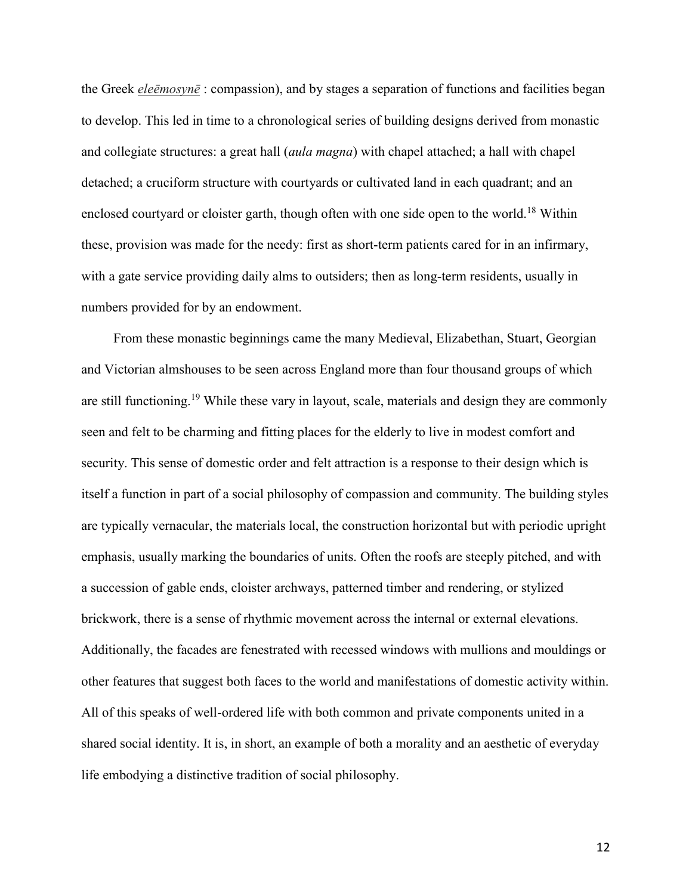the Greek *eleēmosynē* : compassion), and by stages a separation of functions and facilities began to develop. This led in time to a chronological series of building designs derived from monastic and collegiate structures: a great hall (*aula magna*) with chapel attached; a hall with chapel detached; a cruciform structure with courtyards or cultivated land in each quadrant; and an enclosed courtyard or cloister garth, though often with one side open to the world.[18] Within these, provision was made for the needy: first as short-term patients cared for in an infirmary, with a gate service providing daily alms to outsiders; then as long-term residents, usually in numbers provided for by an endowment.

From these monastic beginnings came the many Medieval, Elizabethan, Stuart, Georgian and Victorian almshouses to be seen across England more than four thousand groups of which are still functioning.[19] While these vary in layout, scale, materials and design they are commonly seen and felt to be charming and fitting places for the elderly to live in modest comfort and security. This sense of domestic order and felt attraction is a response to their design which is itself a function in part of a social philosophy of compassion and community. The building styles are typically vernacular, the materials local, the construction horizontal but with periodic upright emphasis, usually marking the boundaries of units. Often the roofs are steeply pitched, and with a succession of gable ends, cloister archways, patterned timber and rendering, or stylized brickwork, there is a sense of rhythmic movement across the internal or external elevations. Additionally, the facades are fenestrated with recessed windows with mullions and mouldings or other features that suggest both faces to the world and manifestations of domestic activity within. All of this speaks of well-ordered life with both common and private components united in a shared social identity. It is, in short, an example of both a morality and an aesthetic of everyday life embodying a distinctive tradition of social philosophy.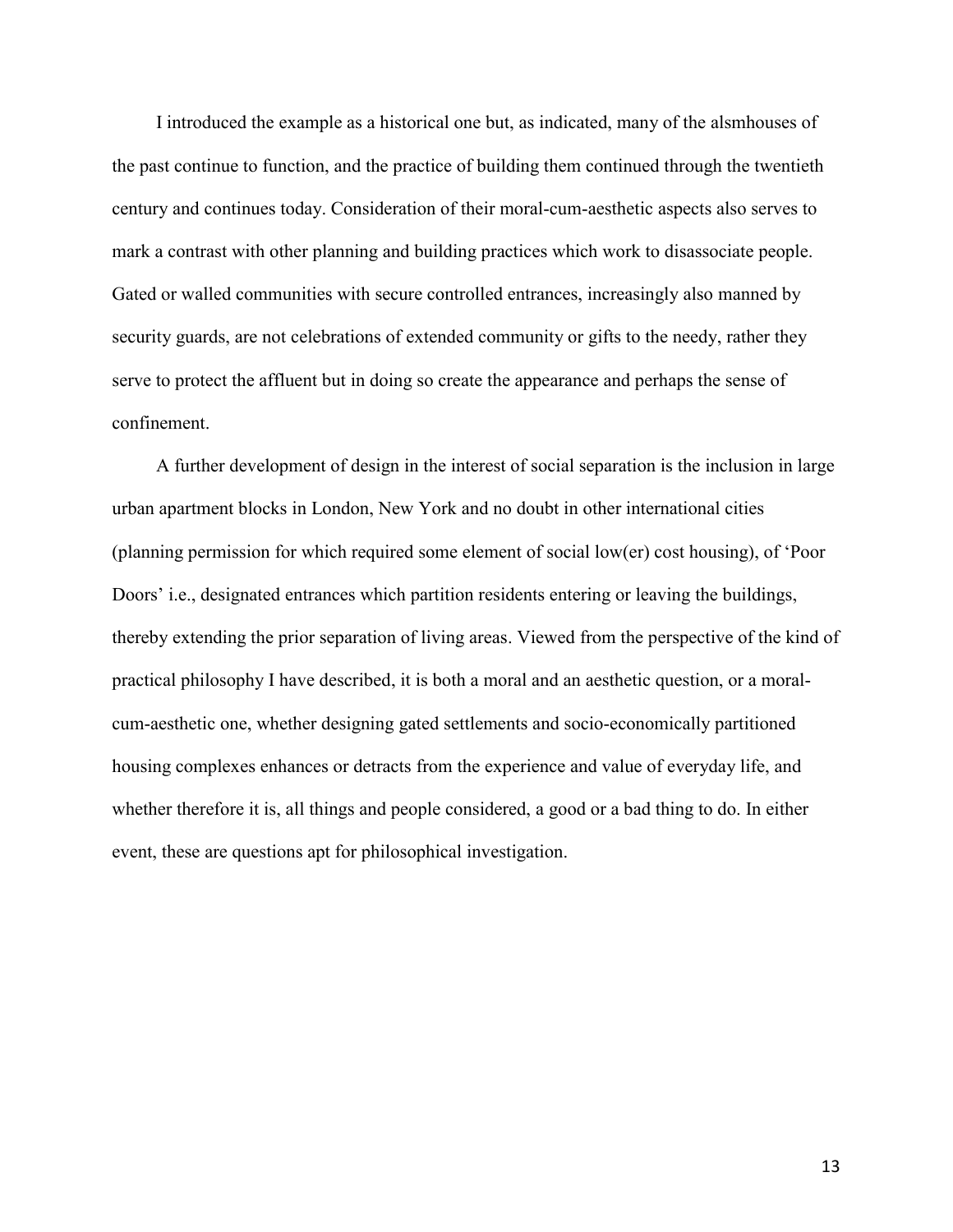I introduced the example as a historical one but, as indicated, many of the alsmhouses of the past continue to function, and the practice of building them continued through the twentieth century and continues today. Consideration of their moral-cum-aesthetic aspects also serves to mark a contrast with other planning and building practices which work to disassociate people. Gated or walled communities with secure controlled entrances, increasingly also manned by security guards, are not celebrations of extended community or gifts to the needy, rather they serve to protect the affluent but in doing so create the appearance and perhaps the sense of confinement.

A further development of design in the interest of social separation is the inclusion in large urban apartment blocks in London, New York and no doubt in other international cities (planning permission for which required some element of social low(er) cost housing), of 'Poor Doors' i.e., designated entrances which partition residents entering or leaving the buildings, thereby extending the prior separation of living areas. Viewed from the perspective of the kind of practical philosophy I have described, it is both a moral and an aesthetic question, or a moral-cum-aesthetic one, whether designing gated settlements and socio-economically partitioned housing complexes enhances or detracts from the experience and value of everyday life, and whether therefore it is, all things and people considered, a good or a bad thing to do. In either event, these are questions apt for philosophical investigation.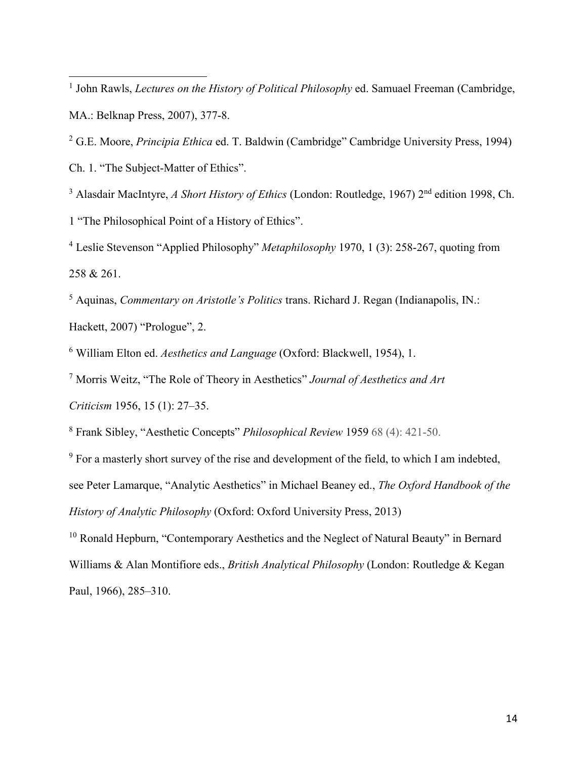[1] John Rawls, *Lectures on the History of Political Philosophy* ed. Samuael Freeman (Cambridge, MA.: Belknap Press, 2007), 377-8.

[2] G.E. Moore, *Principia Ethica* ed. T. Baldwin (Cambridge" Cambridge University Press, 1994) Ch. 1. "The Subject-Matter of Ethics".

[3] Alasdair MacIntyre, *A Short History of Ethics* (London: Routledge, 1967) 2nd edition 1998, Ch. 1 "The Philosophical Point of a History of Ethics".

[4] Leslie Stevenson "Applied Philosophy" *Metaphilosophy* 1970, 1 (3): 258-267, quoting from 258 & 261.

[5] Aquinas, *Commentary on Aristotle's Politics* trans. Richard J. Regan (Indianapolis, IN.: Hackett, 2007) "Prologue", 2.

[6] William Elton ed. *Aesthetics and Language* (Oxford: Blackwell, 1954), 1.

[7] Morris Weitz, "The Role of Theory in Aesthetics" *Journal of Aesthetics and Art Criticism* 1956, 15 (1): 27–35.

[8] Frank Sibley, "Aesthetic Concepts" *Philosophical Review* 1959 68 (4): 421-50.

[9] For a masterly short survey of the rise and development of the field, to which I am indebted, see Peter Lamarque, "Analytic Aesthetics" in Michael Beaney ed., *The Oxford Handbook of the History of Analytic Philosophy* (Oxford: Oxford University Press, 2013)

[10] Ronald Hepburn, "Contemporary Aesthetics and the Neglect of Natural Beauty" in Bernard Williams & Alan Montifiore eds., *British Analytical Philosophy* (London: Routledge & Kegan Paul, 1966), 285–310.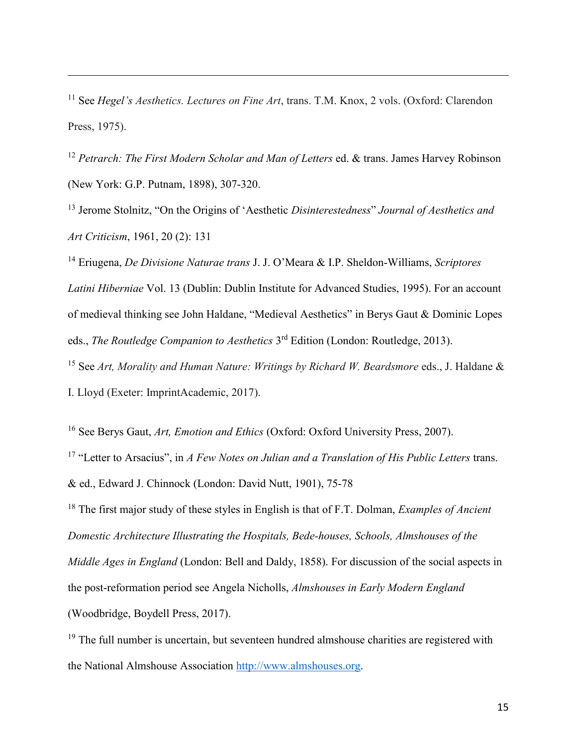[11] See *Hegel's Aesthetics. Lectures on Fine Art*, trans. T.M. Knox, 2 vols. (Oxford: Clarendon Press, 1975).

[12] *Petrarch: The First Modern Scholar and Man of Letters* ed. & trans. James Harvey Robinson (New York: G.P. Putnam, 1898), 307-320.

[13] Jerome Stolnitz, "On the Origins of 'Aesthetic *Disinterestedness*" *Journal of Aesthetics and Art Criticism*, 1961, 20 (2): 131

[14] Eriugena, *De Divisione Naturae trans* J. J. O'Meara & I.P. Sheldon-Williams, *Scriptores Latini Hiberniae* Vol. 13 (Dublin: Dublin Institute for Advanced Studies, 1995). For an account of medieval thinking see John Haldane, "Medieval Aesthetics" in Berys Gaut & Dominic Lopes eds., *The Routledge Companion to Aesthetics* 3rd Edition (London: Routledge, 2013).

[15] See *Art, Morality and Human Nature: Writings by Richard W. Beardsmore* eds., J. Haldane & I. Lloyd (Exeter: ImprintAcademic, 2017).

[16] See Berys Gaut, *Art, Emotion and Ethics* (Oxford: Oxford University Press, 2007).

[17] "Letter to Arsacius", in *A Few Notes on Julian and a Translation of His Public Letters* trans. & ed., Edward J. Chinnock (London: David Nutt, 1901), 75-78

[18] The first major study of these styles in English is that of F.T. Dolman, *Examples of Ancient Domestic Architecture Illustrating the Hospitals, Bede-houses, Schools, Almshouses of the Middle Ages in England* (London: Bell and Daldy, 1858). For discussion of the social aspects in the post-reformation period see Angela Nicholls, *Almshouses in Early Modern England* (Woodbridge, Boydell Press, 2017).

[19] The full number is uncertain, but seventeen hundred almshouse charities are registered with the National Almshouse Association http://www.almshouses.org.